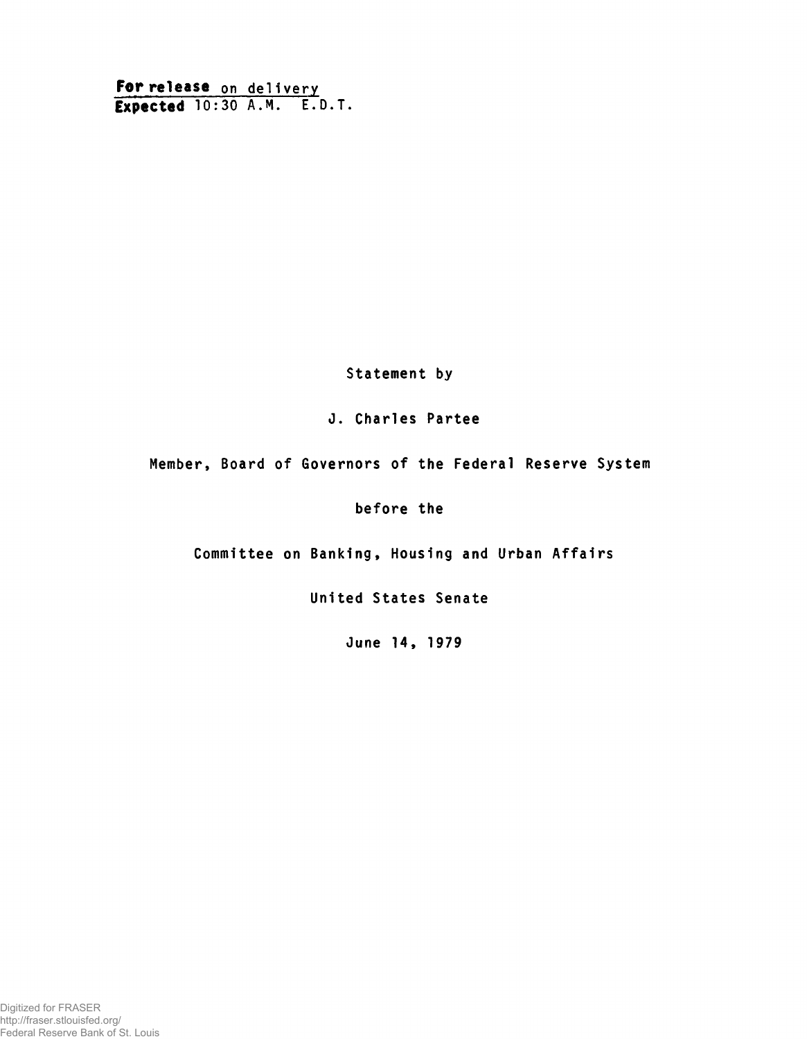**For release** on delivery
**Expected** 10:30 A.M. E.D.T.

Statement by

J. Charles Partee

Member, Board of Governors of the Federal Reserve System

before the

Committee on Banking, Housing and Urban Affairs

United States Senate

June 14, 1979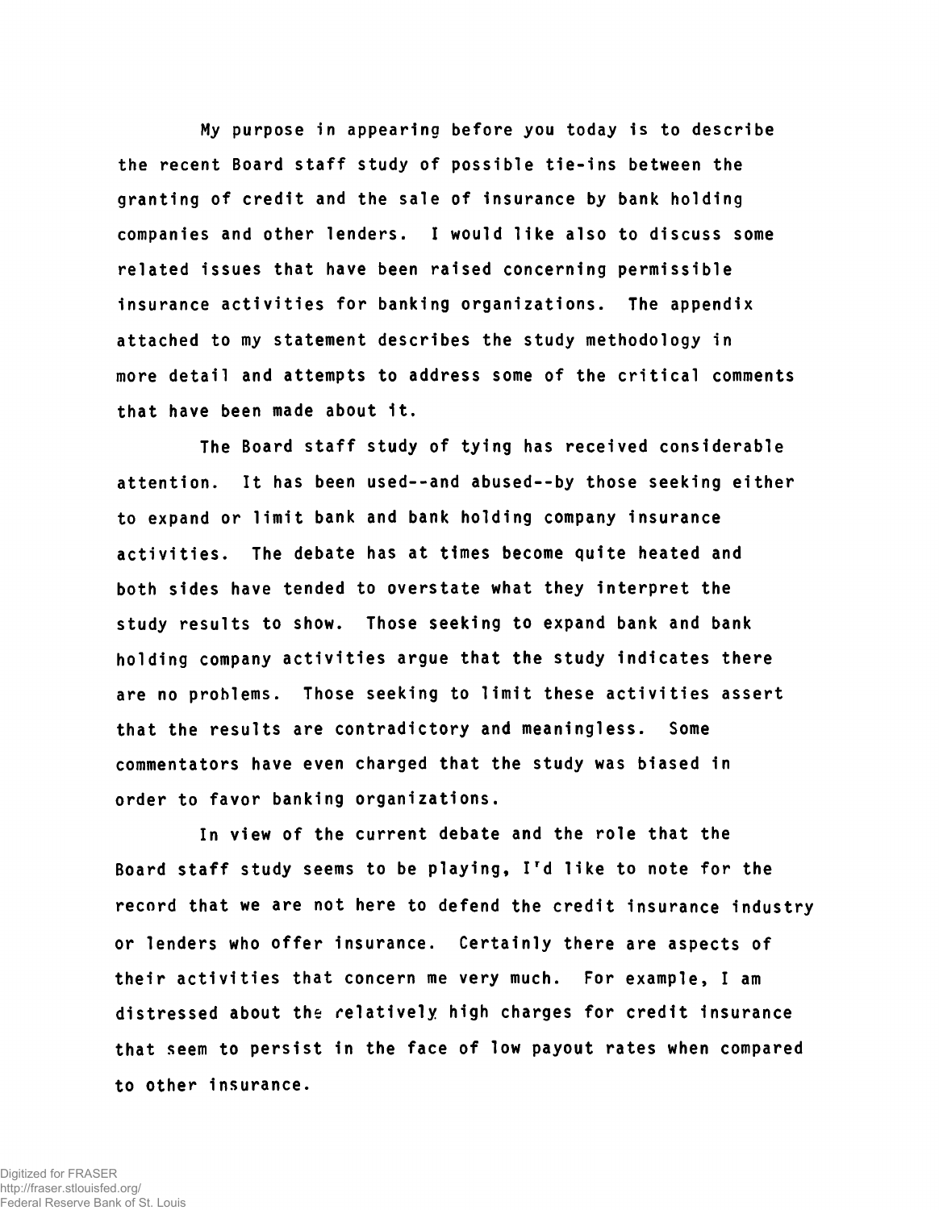My purpose in appearing before you today is to describe the recent Board staff study of possible tie-ins between the granting of credit and the sale of insurance by bank holding companies and other lenders. I would like also to discuss some related issues that have been raised concerning permissible insurance activities for banking organizations. The appendix attached to my statement describes the study methodology in more detail and attempts to address some of the critical comments that have been made about it.

The Board staff study of tying has received considerable attention. It has been used--and abused--by those seeking either to expand or limit bank and bank holding company insurance activities. The debate has at times become quite heated and both sides have tended to overstate what they interpret the study results to show. Those seeking to expand bank and bank holding company activities argue that the study indicates there are no problems. Those seeking to limit these activities assert that the results are contradictory and meaningless. Some commentators have even charged that the study was biased in order to favor banking organizations.

In view of the current debate and the role that the Board staff study seems to be playing, I'd like to note for the record that we are not here to defend the credit insurance industry or lenders who offer insurance. Certainly there are aspects of their activities that concern me very much. For example, I am distressed about the relatively high charges for credit insurance that seem to persist in the face of low payout rates when compared to other insurance.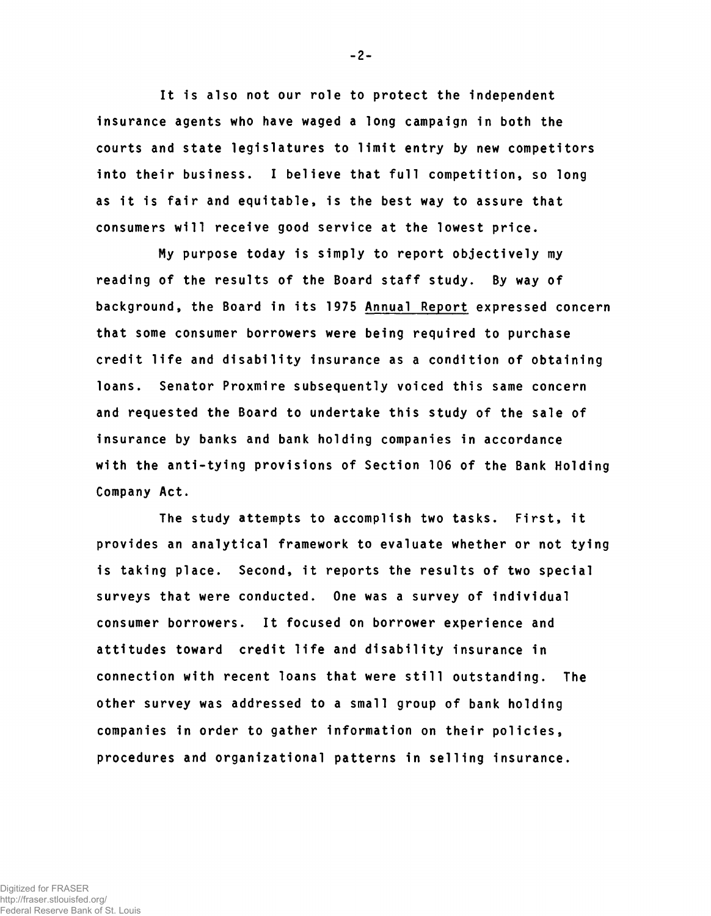It is also not our role to protect the independent insurance agents who have waged a long campaign in both the courts and state legislatures to limit entry by new competitors into their business. I believe that full competition, so long as it is fair and equitable, is the best way to assure that consumers will receive good service at the lowest price.

My purpose today is simply to report objectively my reading of the results of the Board staff study. By way of background, the Board in its 1975 Annual Report expressed concern that some consumer borrowers were being required to purchase credit life and disability insurance as a condition of obtaining loans. Senator Proxmire subsequently voiced this same concern and requested the Board to undertake this study of the sale of insurance by banks and bank holding companies in accordance with the anti-tying provisions of Section 106 of the Bank Holding Company Act.

The study attempts to accomplish two tasks. First, it provides an analytical framework to evaluate whether or not tying is taking place. Second, it reports the results of two special surveys that were conducted. One was a survey of individual consumer borrowers. It focused on borrower experience and attitudes toward credit life and disability insurance in connection with recent loans that were still outstanding. The other survey was addressed to a small group of bank holding companies in order to gather information on their policies, procedures and organizational patterns in selling insurance.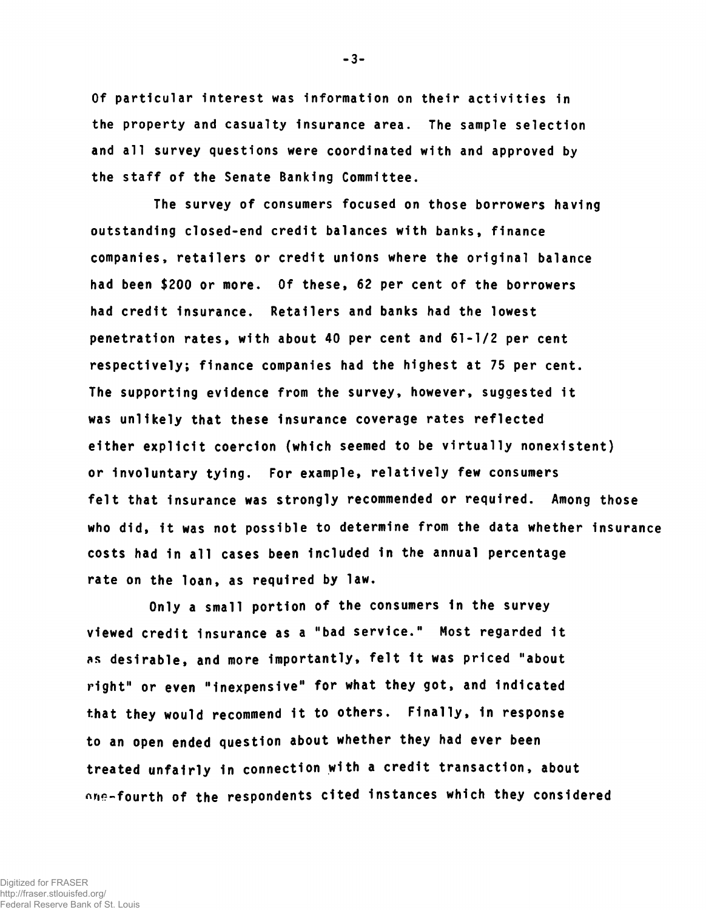Of particular interest was information on their activities in the property and casualty insurance area. The sample selection and all survey questions were coordinated with and approved by the staff of the Senate Banking Committee.

The survey of consumers focused on those borrowers having outstanding closed-end credit balances with banks, finance companies, retailers or credit unions where the original balance had been $200 or more. Of these, 62 per cent of the borrowers had credit insurance. Retailers and banks had the lowest penetration rates, with about 40 per cent and 61-1/2 per cent respectively; finance companies had the highest at 75 per cent. The supporting evidence from the survey, however, suggested it was unlikely that these insurance coverage rates reflected either explicit coercion (which seemed to be virtually nonexistent) or involuntary tying. For example, relatively few consumers felt that insurance was strongly recommended or required. Among those who did, it was not possible to determine from the data whether insurance costs had in all cases been included in the annual percentage rate on the loan, as required by law.

Only a small portion of the consumers in the survey viewed credit insurance as a "bad service." Most regarded it as desirable, and more importantly, felt it was priced "about right" or even "inexpensive" for what they got, and indicated that they would recommend it to others. Finally, in response to an open ended question about whether they had ever been treated unfairly in connection with a credit transaction, about one-fourth of the respondents cited instances which they considered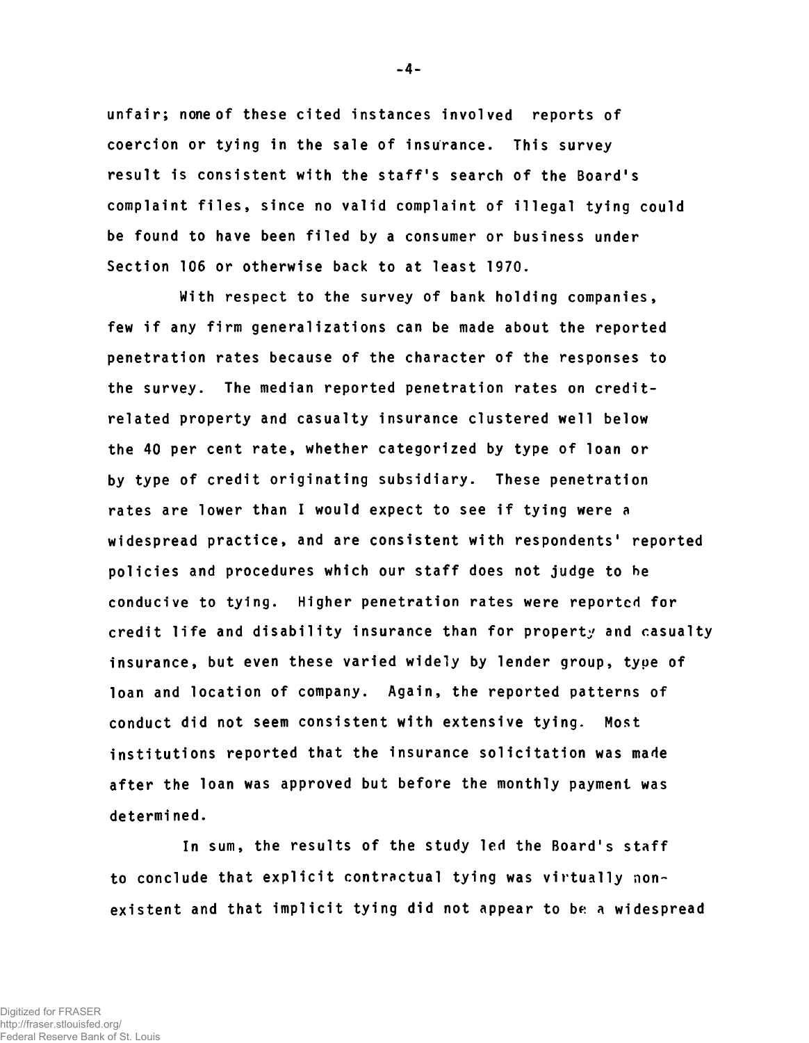unfair; none of these cited instances involved reports of coercion or tying in the sale of insurance. This survey result is consistent with the staff's search of the Board's complaint files, since no valid complaint of illegal tying could be found to have been filed by a consumer or business under Section 106 or otherwise back to at least 1970.

With respect to the survey of bank holding companies, few if any firm generalizations can be made about the reported penetration rates because of the character of the responses to the survey. The median reported penetration rates on credit-related property and casualty insurance clustered well below the 40 per cent rate, whether categorized by type of loan or by type of credit originating subsidiary. These penetration rates are lower than I would expect to see if tying were a widespread practice, and are consistent with respondents' reported policies and procedures which our staff does not judge to be conducive to tying. Higher penetration rates were reported for credit life and disability insurance than for property and casualty insurance, but even these varied widely by lender group, type of loan and location of company. Again, the reported patterns of conduct did not seem consistent with extensive tying. Most institutions reported that the insurance solicitation was made after the loan was approved but before the monthly payment was determined.

In sum, the results of the study led the Board's staff to conclude that explicit contractual tying was virtually non-existent and that implicit tying did not appear to be a widespread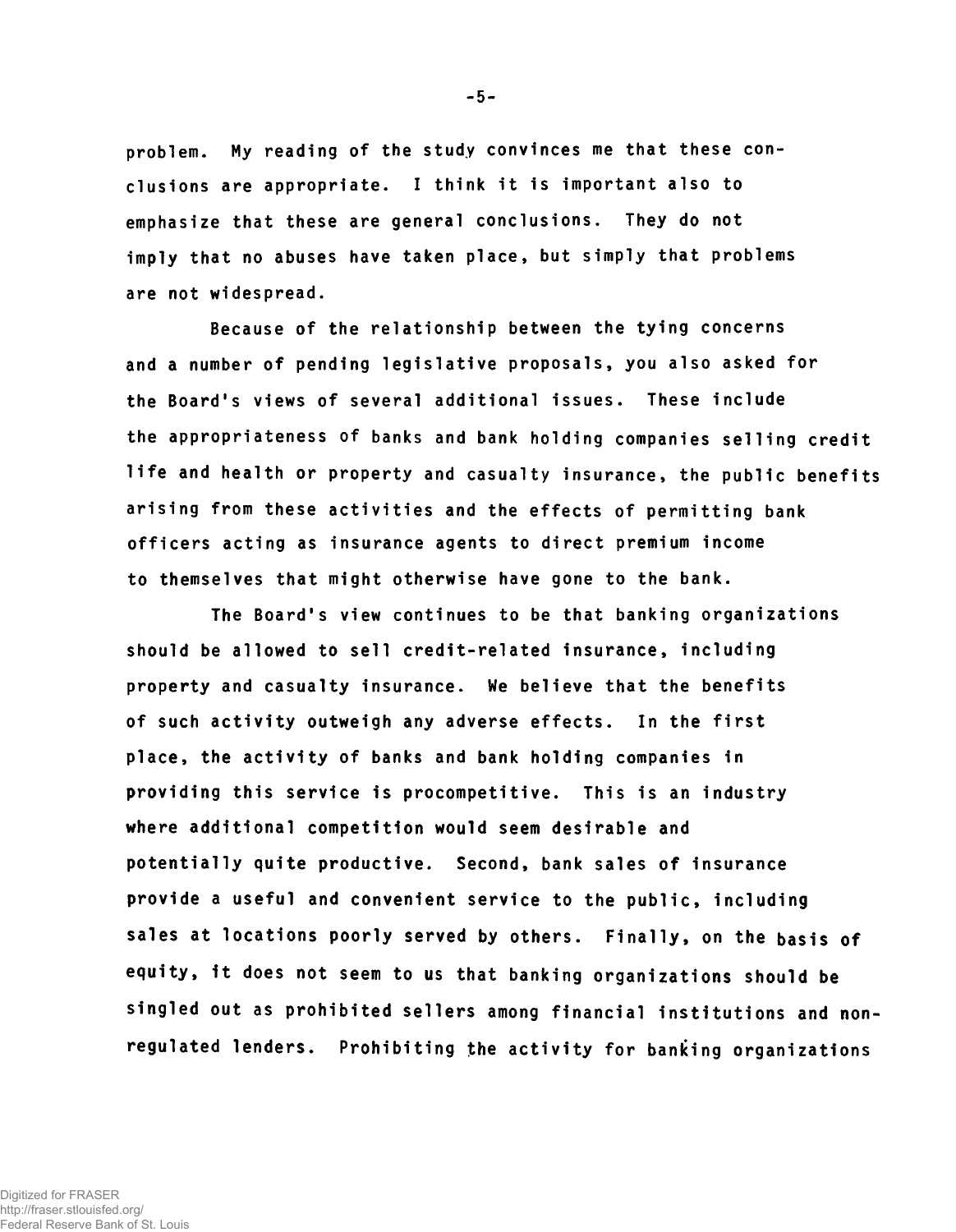problem. My reading of the study convinces me that these conclusions are appropriate. I think it is important also to emphasize that these are general conclusions. They do not imply that no abuses have taken place, but simply that problems are not widespread.

Because of the relationship between the tying concerns and a number of pending legislative proposals, you also asked for the Board's views of several additional issues. These include the appropriateness of banks and bank holding companies selling credit life and health or property and casualty insurance, the public benefits arising from these activities and the effects of permitting bank officers acting as insurance agents to direct premium income to themselves that might otherwise have gone to the bank.

The Board's view continues to be that banking organizations should be allowed to sell credit-related insurance, including property and casualty insurance. We believe that the benefits of such activity outweigh any adverse effects. In the first place, the activity of banks and bank holding companies in providing this service is procompetitive. This is an industry where additional competition would seem desirable and potentially quite productive. Second, bank sales of insurance provide a useful and convenient service to the public, including sales at locations poorly served by others. Finally, on the basis of equity, it does not seem to us that banking organizations should be singled out as prohibited sellers among financial institutions and nonregulated lenders. Prohibiting the activity for banking organizations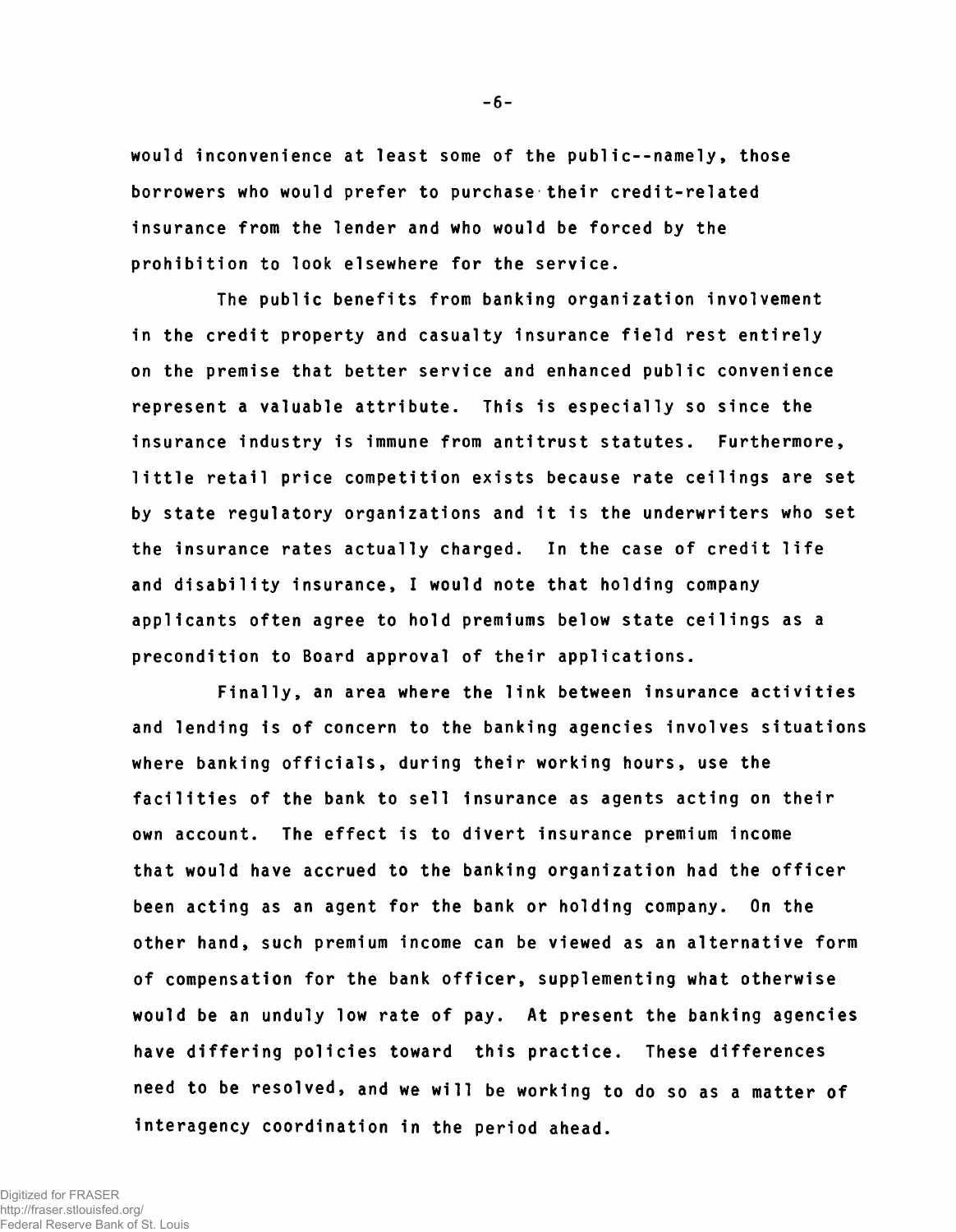would inconvenience at least some of the public--namely, those borrowers who would prefer to purchase their credit-related insurance from the lender and who would be forced by the prohibition to look elsewhere for the service.

The public benefits from banking organization involvement in the credit property and casualty insurance field rest entirely on the premise that better service and enhanced public convenience represent a valuable attribute. This is especially so since the insurance industry is immune from antitrust statutes. Furthermore, little retail price competition exists because rate ceilings are set by state regulatory organizations and it is the underwriters who set the insurance rates actually charged. In the case of credit life and disability insurance, I would note that holding company applicants often agree to hold premiums below state ceilings as a precondition to Board approval of their applications.

Finally, an area where the link between insurance activities and lending is of concern to the banking agencies involves situations where banking officials, during their working hours, use the facilities of the bank to sell insurance as agents acting on their own account. The effect is to divert insurance premium income that would have accrued to the banking organization had the officer been acting as an agent for the bank or holding company. On the other hand, such premium income can be viewed as an alternative form of compensation for the bank officer, supplementing what otherwise would be an unduly low rate of pay. At present the banking agencies have differing policies toward this practice. These differences need to be resolved, and we will be working to do so as a matter of interagency coordination in the period ahead.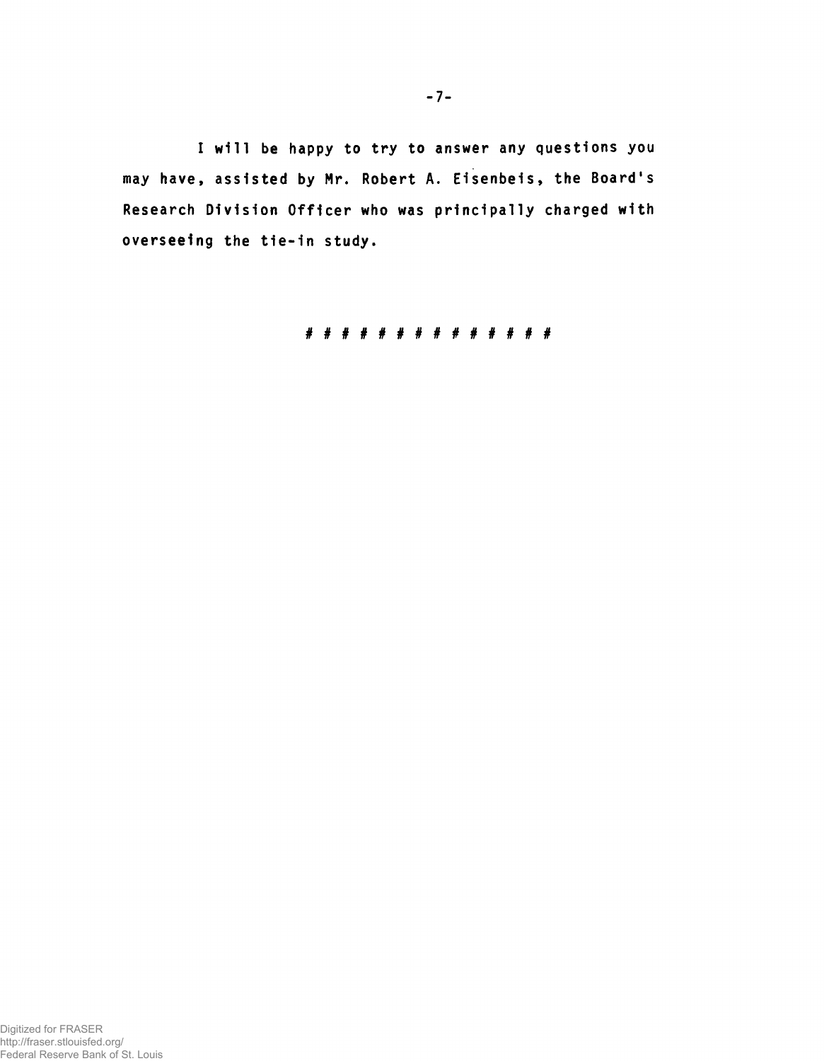I will be happy to try to answer any questions you may have, assisted by Mr. Robert A. Eisenbeis, the Board's Research Division Officer who was principally charged with overseeing the tie-in study.

# # # # # # # # # # # # # # #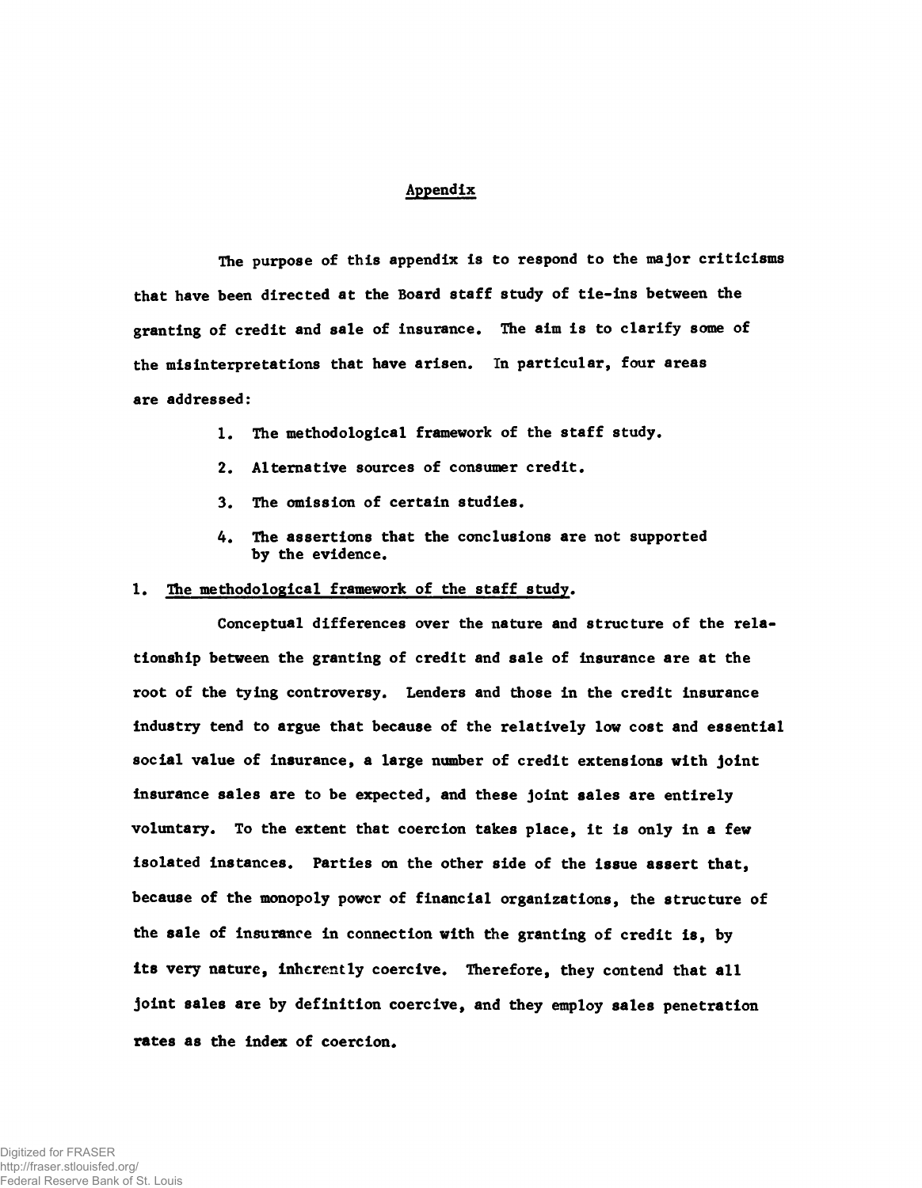## Appendix

The purpose of this appendix is to respond to the major criticisms that have been directed at the Board staff study of tie-ins between the granting of credit and sale of insurance. The aim is to clarify some of the misinterpretations that have arisen. In particular, four areas are addressed:

1. The methodological framework of the staff study.
2. Alternative sources of consumer credit.
3. The omission of certain studies.
4. The assertions that the conclusions are not supported by the evidence.

### 1. The methodological framework of the staff study.

Conceptual differences over the nature and structure of the relationship between the granting of credit and sale of insurance are at the root of the tying controversy. Lenders and those in the credit insurance industry tend to argue that because of the relatively low cost and essential social value of insurance, a large number of credit extensions with joint insurance sales are to be expected, and these joint sales are entirely voluntary. To the extent that coercion takes place, it is only in a few isolated instances. Parties on the other side of the issue assert that, because of the monopoly power of financial organizations, the structure of the sale of insurance in connection with the granting of credit is, by its very nature, inherently coercive. Therefore, they contend that all joint sales are by definition coercive, and they employ sales penetration rates as the index of coercion.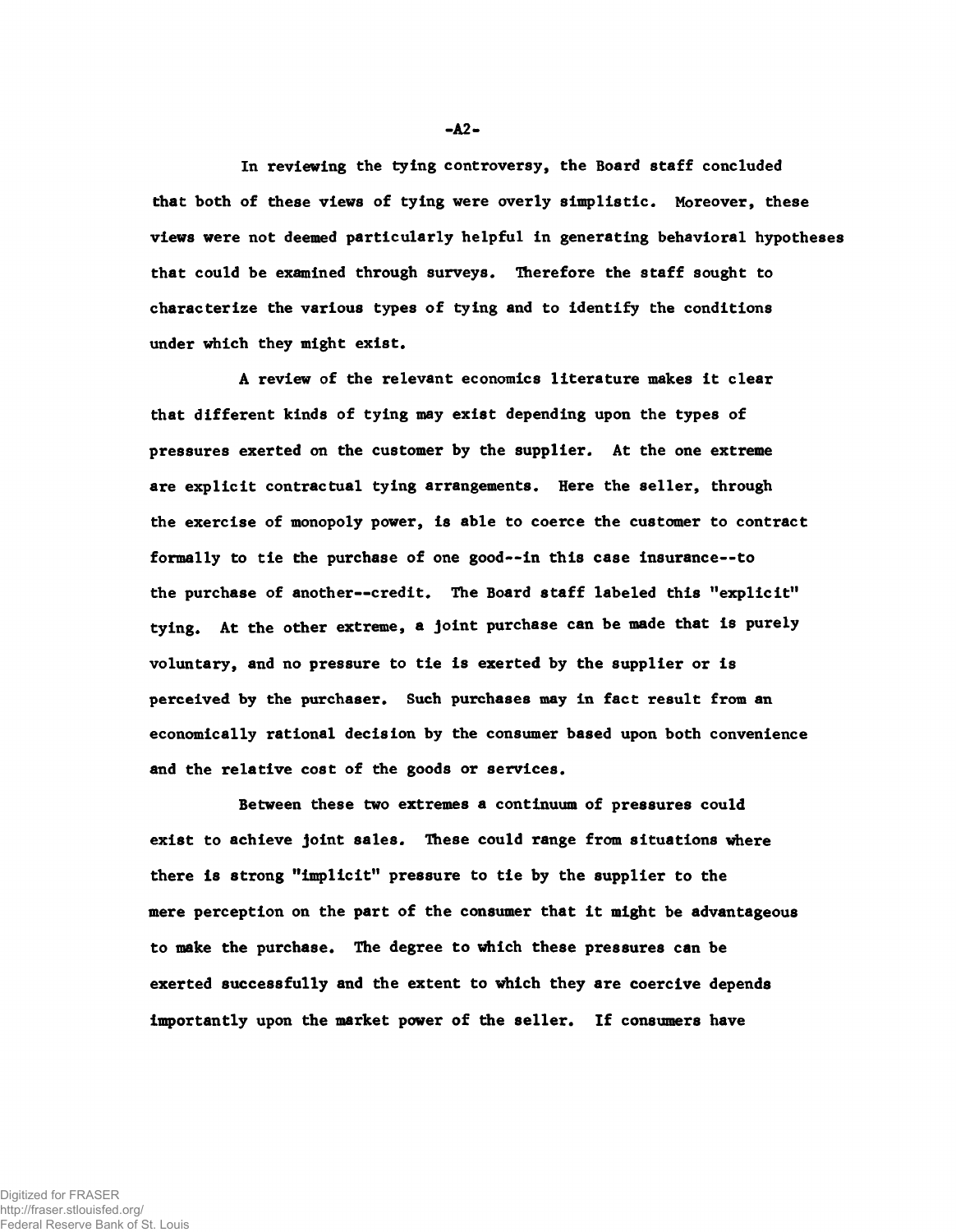In reviewing the tying controversy, the Board staff concluded that both of these views of tying were overly simplistic. Moreover, these views were not deemed particularly helpful in generating behavioral hypotheses that could be examined through surveys. Therefore the staff sought to characterize the various types of tying and to identify the conditions under which they might exist.

A review of the relevant economics literature makes it clear that different kinds of tying may exist depending upon the types of pressures exerted on the customer by the supplier. At the one extreme are explicit contractual tying arrangements. Here the seller, through the exercise of monopoly power, is able to coerce the customer to contract formally to tie the purchase of one good--in this case insurance--to the purchase of another--credit. The Board staff labeled this "explicit" tying. At the other extreme, a joint purchase can be made that is purely voluntary, and no pressure to tie is exerted by the supplier or is perceived by the purchaser. Such purchases may in fact result from an economically rational decision by the consumer based upon both convenience and the relative cost of the goods or services.

Between these two extremes a continuum of pressures could exist to achieve joint sales. These could range from situations where there is strong "implicit" pressure to tie by the supplier to the mere perception on the part of the consumer that it might be advantageous to make the purchase. The degree to which these pressures can be exerted successfully and the extent to which they are coercive depends importantly upon the market power of the seller. If consumers have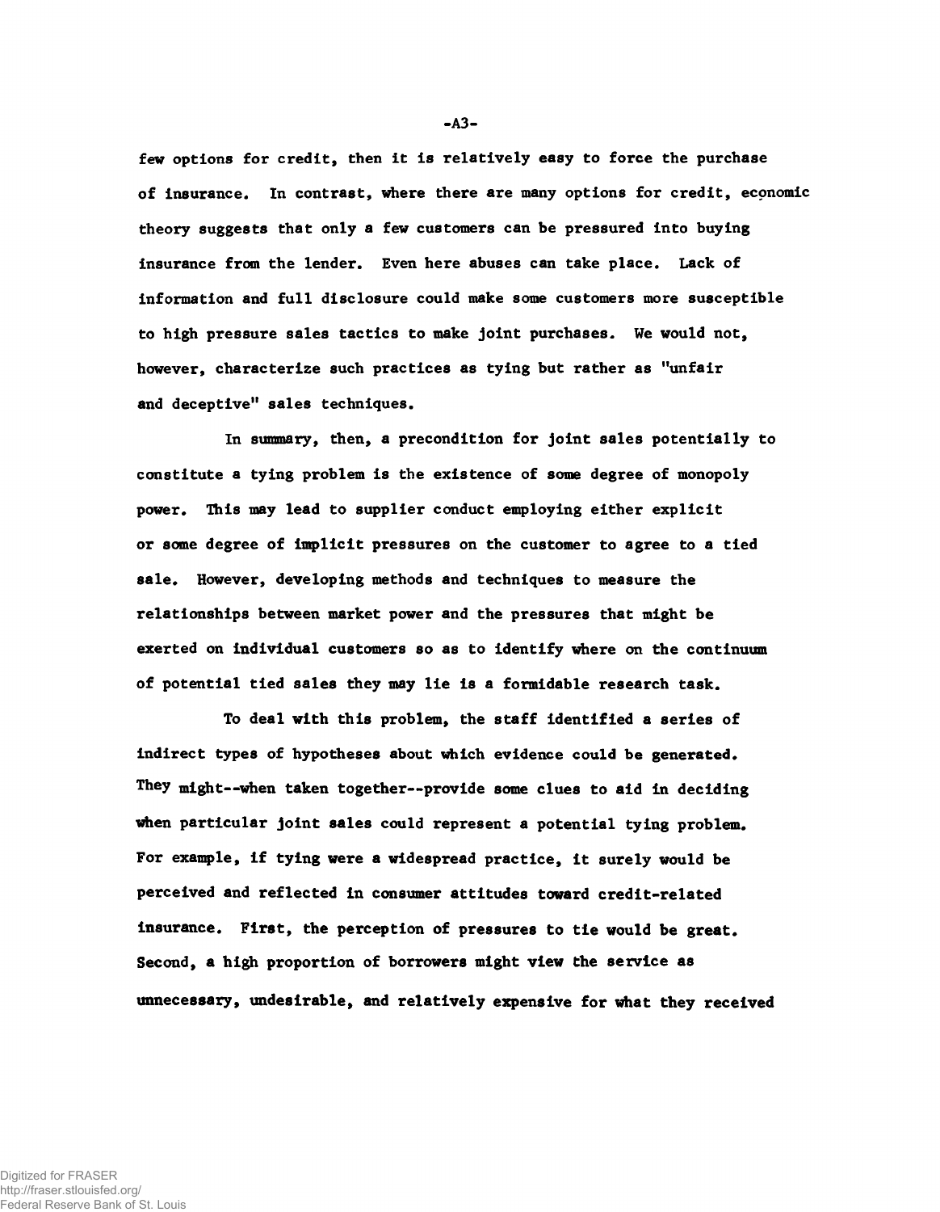few options for credit, then it is relatively easy to force the purchase of insurance. In contrast, where there are many options for credit, economic theory suggests that only a few customers can be pressured into buying insurance from the lender. Even here abuses can take place. Lack of information and full disclosure could make some customers more susceptible to high pressure sales tactics to make joint purchases. We would not, however, characterize such practices as tying but rather as "unfair and deceptive" sales techniques.

In summary, then, a precondition for joint sales potentially to constitute a tying problem is the existence of some degree of monopoly power. This may lead to supplier conduct employing either explicit or some degree of implicit pressures on the customer to agree to a tied sale. However, developing methods and techniques to measure the relationships between market power and the pressures that might be exerted on individual customers so as to identify where on the continuum of potential tied sales they may lie is a formidable research task.

To deal with this problem, the staff identified a series of indirect types of hypotheses about which evidence could be generated. They might--when taken together--provide some clues to aid in deciding when particular joint sales could represent a potential tying problem. For example, if tying were a widespread practice, it surely would be perceived and reflected in consumer attitudes toward credit-related insurance. First, the perception of pressures to tie would be great. Second, a high proportion of borrowers might view the service as unnecessary, undesirable, and relatively expensive for what they received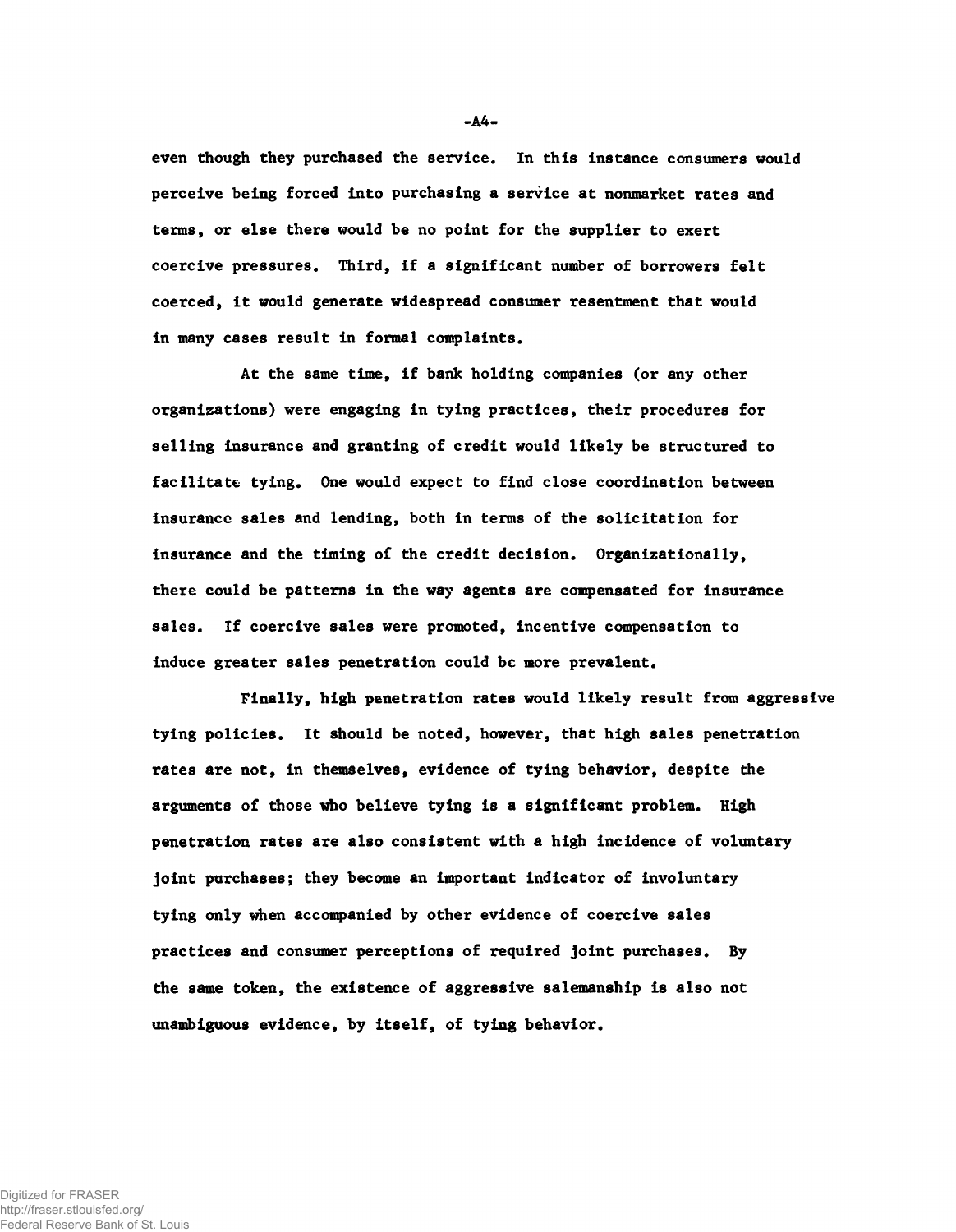even though they purchased the service. In this instance consumers would perceive being forced into purchasing a service at nonmarket rates and terms, or else there would be no point for the supplier to exert coercive pressures. Third, if a significant number of borrowers felt coerced, it would generate widespread consumer resentment that would in many cases result in formal complaints.

At the same time, if bank holding companies (or any other organizations) were engaging in tying practices, their procedures for selling insurance and granting of credit would likely be structured to facilitate tying. One would expect to find close coordination between insurance sales and lending, both in terms of the solicitation for insurance and the timing of the credit decision. Organizationally, there could be patterns in the way agents are compensated for insurance sales. If coercive sales were promoted, incentive compensation to induce greater sales penetration could be more prevalent.

Finally, high penetration rates would likely result from aggressive tying policies. It should be noted, however, that high sales penetration rates are not, in themselves, evidence of tying behavior, despite the arguments of those who believe tying is a significant problem. High penetration rates are also consistent with a high incidence of voluntary joint purchases; they become an important indicator of involuntary tying only when accompanied by other evidence of coercive sales practices and consumer perceptions of required joint purchases. By the same token, the existence of aggressive salemanship is also not unambiguous evidence, by itself, of tying behavior.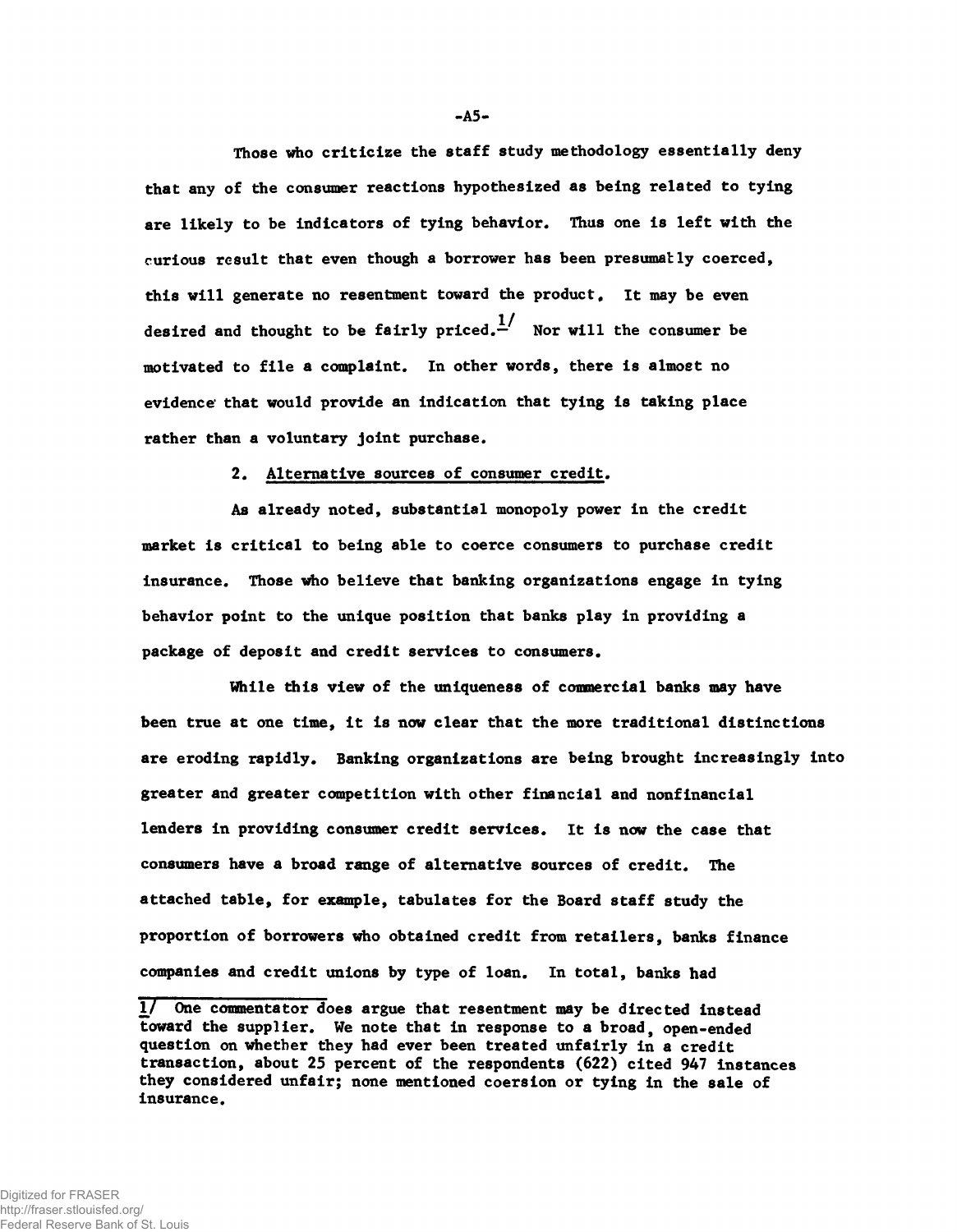Those who criticize the staff study methodology essentially deny that any of the consumer reactions hypothesized as being related to tying are likely to be indicators of tying behavior. Thus one is left with the curious result that even though a borrower has been presumably coerced, this will generate no resentment toward the product. It may be even desired and thought to be fairly priced.[1/] Nor will the consumer be motivated to file a complaint. In other words, there is almost no evidence that would provide an indication that tying is taking place rather than a voluntary joint purchase.

2. Alternative sources of consumer credit.

As already noted, substantial monopoly power in the credit market is critical to being able to coerce consumers to purchase credit insurance. Those who believe that banking organizations engage in tying behavior point to the unique position that banks play in providing a package of deposit and credit services to consumers.

While this view of the uniqueness of commercial banks may have been true at one time, it is now clear that the more traditional distinctions are eroding rapidly. Banking organizations are being brought increasingly into greater and greater competition with other financial and nonfinancial lenders in providing consumer credit services. It is now the case that consumers have a broad range of alternative sources of credit. The attached table, for example, tabulates for the Board staff study the proportion of borrowers who obtained credit from retailers, banks finance companies and credit unions by type of loan. In total, banks had

---

1/ One commentator does argue that resentment may be directed instead toward the supplier. We note that in response to a broad, open-ended question on whether they had ever been treated unfairly in a credit transaction, about 25 percent of the respondents (622) cited 947 instances they considered unfair; none mentioned coersion or tying in the sale of insurance.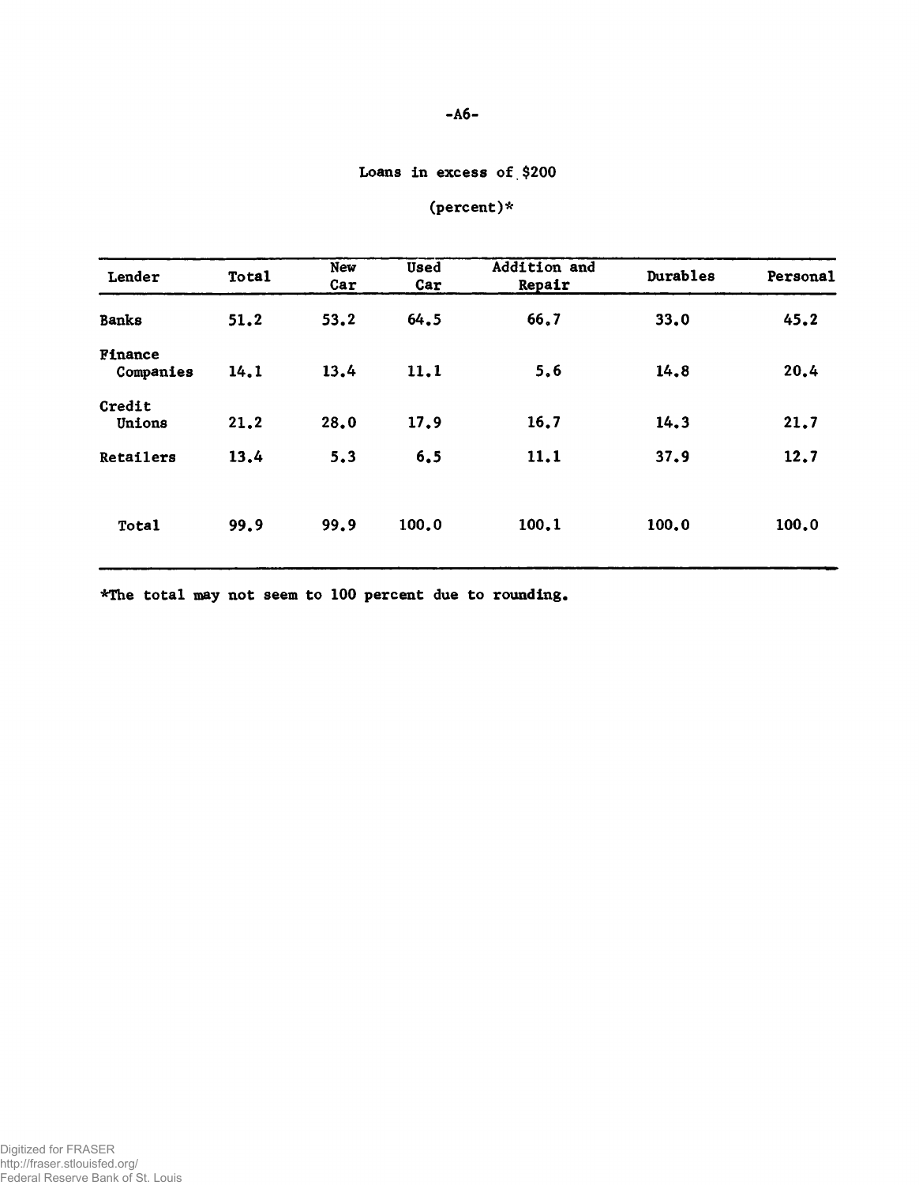## Loans in excess of $200

### (percent)*

| Lender | Total | New Car | Used Car | Addition and Repair | Durables | Personal |
|---|---|---|---|---|---|---|
| Banks | 51.2 | 53.2 | 64.5 | 66.7 | 33.0 | 45.2 |
| Finance Companies | 14.1 | 13.4 | 11.1 | 5.6 | 14.8 | 20.4 |
| Credit Unions | 21.2 | 28.0 | 17.9 | 16.7 | 14.3 | 21.7 |
| Retailers | 13.4 | 5.3 | 6.5 | 11.1 | 37.9 | 12.7 |
| Total | 99.9 | 99.9 | 100.0 | 100.1 | 100.0 | 100.0 |

*The total may not seem to 100 percent due to rounding.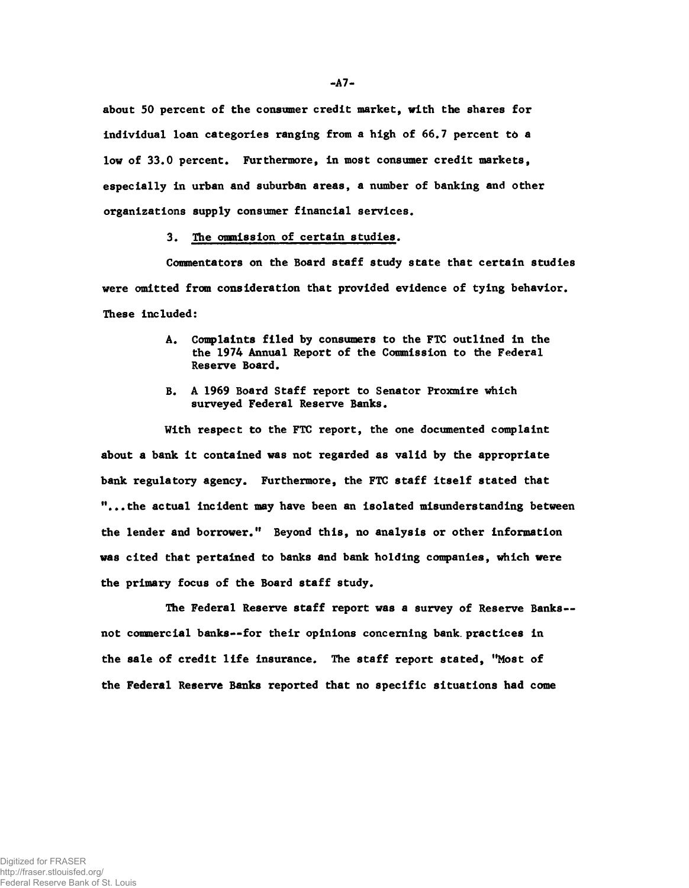about 50 percent of the consumer credit market, with the shares for individual loan categories ranging from a high of 66.7 percent to a low of 33.0 percent. Furthermore, in most consumer credit markets, especially in urban and suburban areas, a number of banking and other organizations supply consumer financial services.

3. The ommission of certain studies.

Commentators on the Board staff study state that certain studies were omitted from consideration that provided evidence of tying behavior. These included:

A. Complaints filed by consumers to the FTC outlined in the the 1974 Annual Report of the Commission to the Federal Reserve Board.

B. A 1969 Board Staff report to Senator Proxmire which surveyed Federal Reserve Banks.

With respect to the FTC report, the one documented complaint about a bank it contained was not regarded as valid by the appropriate bank regulatory agency. Furthermore, the FTC staff itself stated that "...the actual incident may have been an isolated misunderstanding between the lender and borrower." Beyond this, no analysis or other information was cited that pertained to banks and bank holding companies, which were the primary focus of the Board staff study.

The Federal Reserve staff report was a survey of Reserve Banks--not commercial banks--for their opinions concerning bank practices in the sale of credit life insurance. The staff report stated, "Most of the Federal Reserve Banks reported that no specific situations had come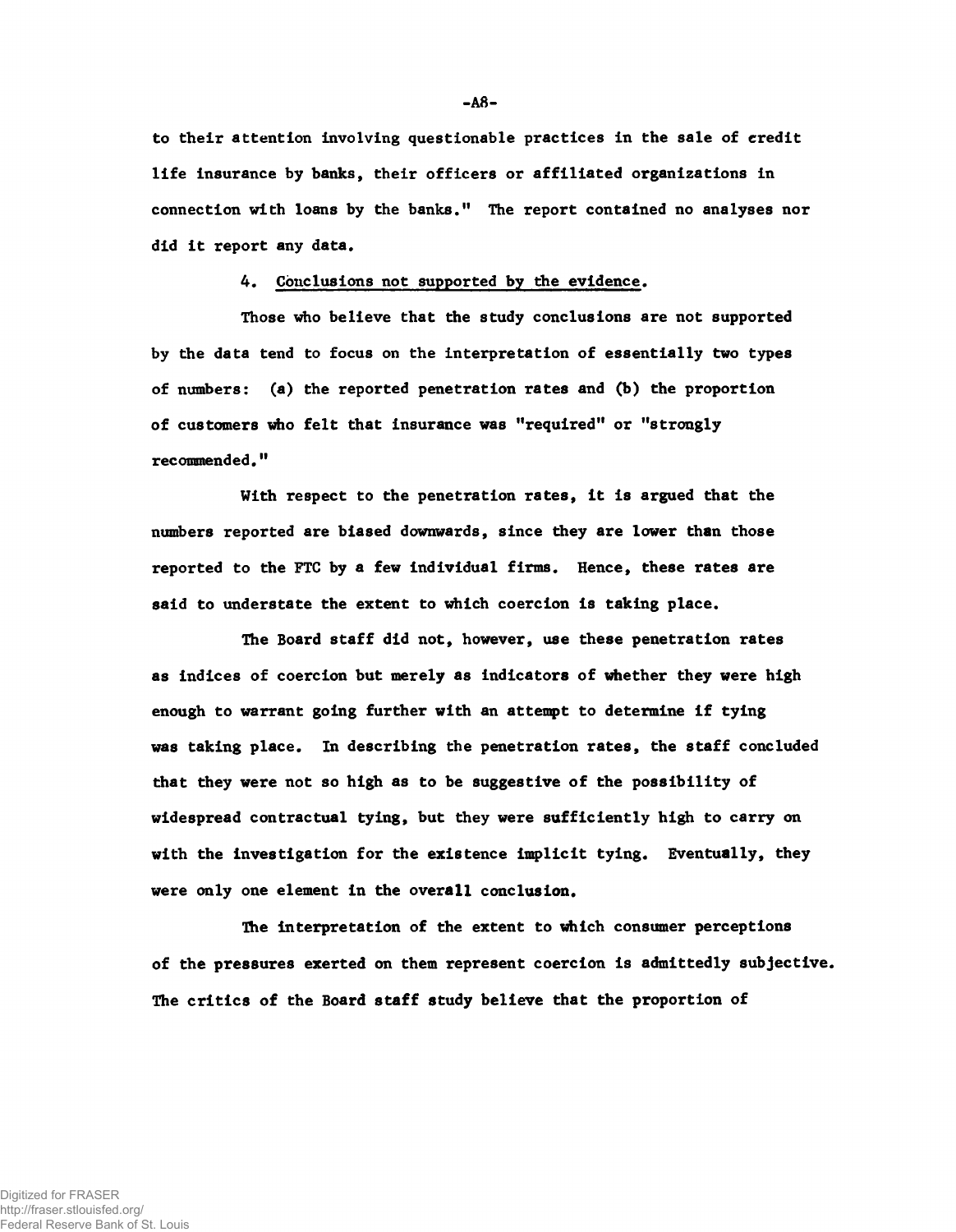to their attention involving questionable practices in the sale of credit life insurance by banks, their officers or affiliated organizations in connection with loans by the banks." The report contained no analyses nor did it report any data.

4. Conclusions not supported by the evidence.

Those who believe that the study conclusions are not supported by the data tend to focus on the interpretation of essentially two types of numbers: (a) the reported penetration rates and (b) the proportion of customers who felt that insurance was "required" or "strongly recommended."

With respect to the penetration rates, it is argued that the numbers reported are biased downwards, since they are lower than those reported to the FTC by a few individual firms. Hence, these rates are said to understate the extent to which coercion is taking place.

The Board staff did not, however, use these penetration rates as indices of coercion but merely as indicators of whether they were high enough to warrant going further with an attempt to determine if tying was taking place. In describing the penetration rates, the staff concluded that they were not so high as to be suggestive of the possibility of widespread contractual tying, but they were sufficiently high to carry on with the investigation for the existence implicit tying. Eventually, they were only one element in the overall conclusion.

The interpretation of the extent to which consumer perceptions of the pressures exerted on them represent coercion is admittedly subjective. The critics of the Board staff study believe that the proportion of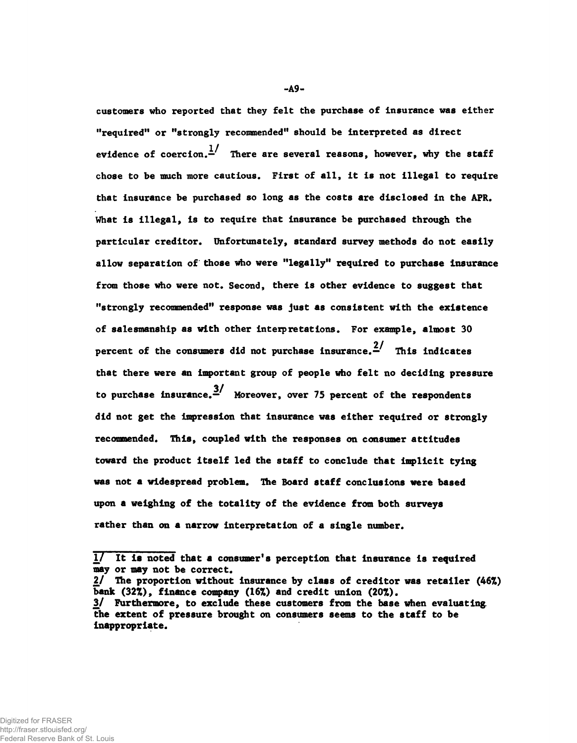customers who reported that they felt the purchase of insurance was either "required" or "strongly recommended" should be interpreted as direct evidence of coercion.[1/] There are several reasons, however, why the staff chose to be much more cautious. First of all, it is not illegal to require that insurance be purchased so long as the costs are disclosed in the APR. What is illegal, is to require that insurance be purchased through the particular creditor. Unfortunately, standard survey methods do not easily allow separation of those who were "legally" required to purchase insurance from those who were not. Second, there is other evidence to suggest that "strongly recommended" response was just as consistent with the existence of salesmanship as with other interpretations. For example, almost 30 percent of the consumers did not purchase insurance.[2/] This indicates that there were an important group of people who felt no deciding pressure to purchase insurance.[3/] Moreover, over 75 percent of the respondents did not get the impression that insurance was either required or strongly recommended. This, coupled with the responses on consumer attitudes toward the product itself led the staff to conclude that implicit tying was not a widespread problem. The Board staff conclusions were based upon a weighing of the totality of the evidence from both surveys rather than on a narrow interpretation of a single number.

---

1/ It is noted that a consumer's perception that insurance is required may or may not be correct.

2/ The proportion without insurance by class of creditor was retailer (46%) bank (32%), finance company (16%) and credit union (20%).

3/ Furthermore, to exclude these customers from the base when evaluating the extent of pressure brought on consumers seems to the staff to be inappropriate.